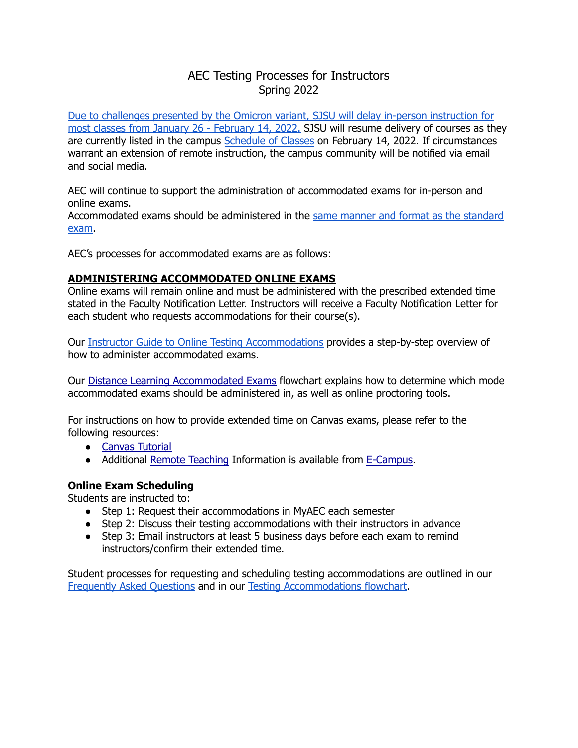# AEC Testing Processes for Instructors
## Spring 2022

Due to challenges presented by the Omicron variant, SJSU will delay in-person instruction for most classes from January 26 - February 14, 2022. SJSU will resume delivery of courses as they are currently listed in the campus Schedule of Classes on February 14, 2022. If circumstances warrant an extension of remote instruction, the campus community will be notified via email and social media.

AEC will continue to support the administration of accommodated exams for in-person and online exams.
Accommodated exams should be administered in the same manner and format as the standard exam.

AEC's processes for accommodated exams are as follows:

### ADMINISTERING ACCOMMODATED ONLINE EXAMS

Online exams will remain online and must be administered with the prescribed extended time stated in the Faculty Notification Letter. Instructors will receive a Faculty Notification Letter for each student who requests accommodations for their course(s).

Our Instructor Guide to Online Testing Accommodations provides a step-by-step overview of how to administer accommodated exams.

Our Distance Learning Accommodated Exams flowchart explains how to determine which mode accommodated exams should be administered in, as well as online proctoring tools.

For instructions on how to provide extended time on Canvas exams, please refer to the following resources:

- Canvas Tutorial
- Additional Remote Teaching Information is available from E-Campus.

#### Online Exam Scheduling

Students are instructed to:

- Step 1: Request their accommodations in MyAEC each semester
- Step 2: Discuss their testing accommodations with their instructors in advance
- Step 3: Email instructors at least 5 business days before each exam to remind instructors/confirm their extended time.

Student processes for requesting and scheduling testing accommodations are outlined in our Frequently Asked Questions and in our Testing Accommodations flowchart.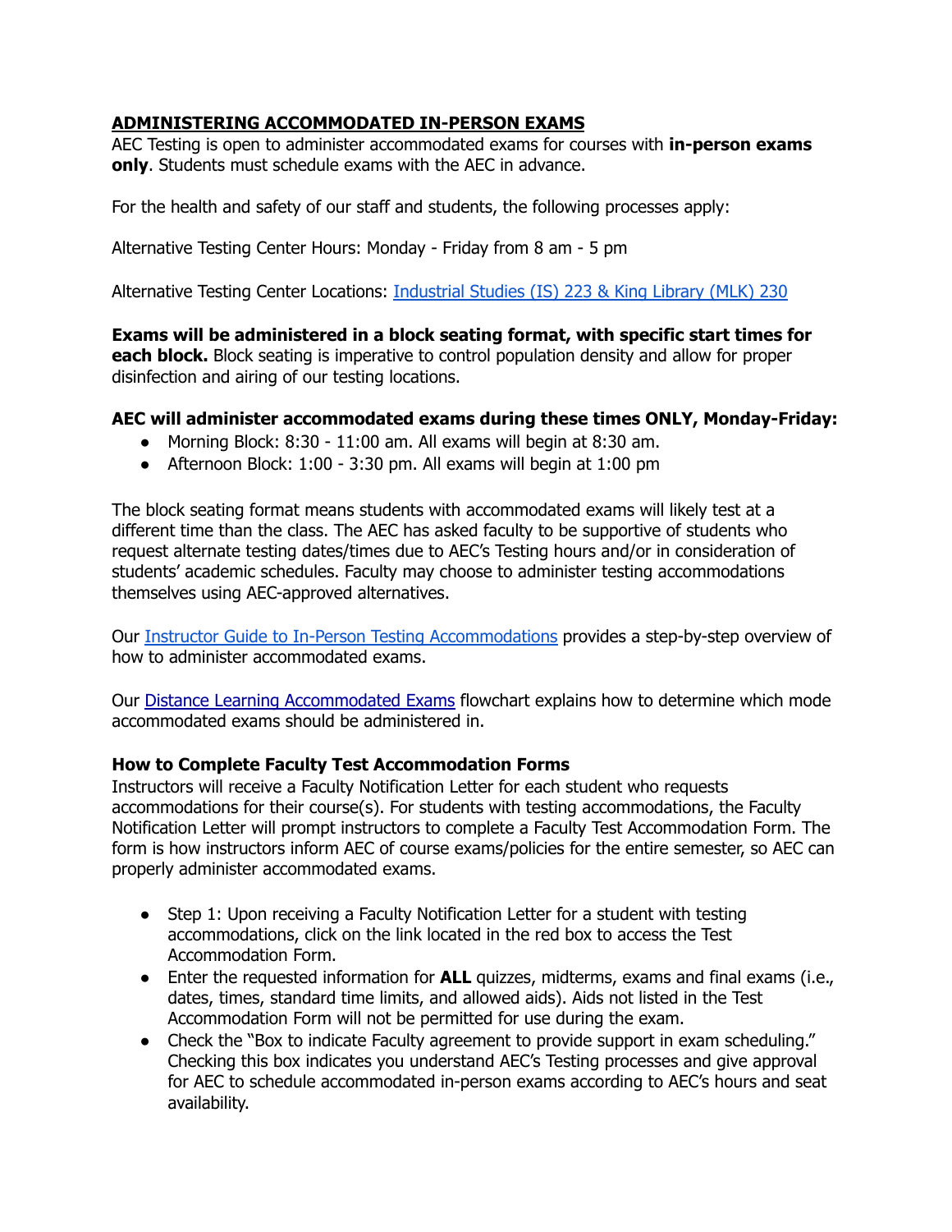## ADMINISTERING ACCOMMODATED IN-PERSON EXAMS

AEC Testing is open to administer accommodated exams for courses with **in-person exams only**. Students must schedule exams with the AEC in advance.

For the health and safety of our staff and students, the following processes apply:

Alternative Testing Center Hours: Monday - Friday from 8 am - 5 pm

Alternative Testing Center Locations: [Industrial Studies (IS) 223 & King Library (MLK) 230]()

**Exams will be administered in a block seating format, with specific start times for each block.** Block seating is imperative to control population density and allow for proper disinfection and airing of our testing locations.

**AEC will administer accommodated exams during these times ONLY, Monday-Friday:**

- Morning Block: 8:30 - 11:00 am. All exams will begin at 8:30 am.
- Afternoon Block: 1:00 - 3:30 pm. All exams will begin at 1:00 pm

The block seating format means students with accommodated exams will likely test at a different time than the class. The AEC has asked faculty to be supportive of students who request alternate testing dates/times due to AEC's Testing hours and/or in consideration of students' academic schedules. Faculty may choose to administer testing accommodations themselves using AEC-approved alternatives.

Our [Instructor Guide to In-Person Testing Accommodations]() provides a step-by-step overview of how to administer accommodated exams.

Our [Distance Learning Accommodated Exams]() flowchart explains how to determine which mode accommodated exams should be administered in.

### How to Complete Faculty Test Accommodation Forms

Instructors will receive a Faculty Notification Letter for each student who requests accommodations for their course(s). For students with testing accommodations, the Faculty Notification Letter will prompt instructors to complete a Faculty Test Accommodation Form. The form is how instructors inform AEC of course exams/policies for the entire semester, so AEC can properly administer accommodated exams.

- Step 1: Upon receiving a Faculty Notification Letter for a student with testing accommodations, click on the link located in the red box to access the Test Accommodation Form.
- Enter the requested information for **ALL** quizzes, midterms, exams and final exams (i.e., dates, times, standard time limits, and allowed aids). Aids not listed in the Test Accommodation Form will not be permitted for use during the exam.
- Check the "Box to indicate Faculty agreement to provide support in exam scheduling." Checking this box indicates you understand AEC's Testing processes and give approval for AEC to schedule accommodated in-person exams according to AEC's hours and seat availability.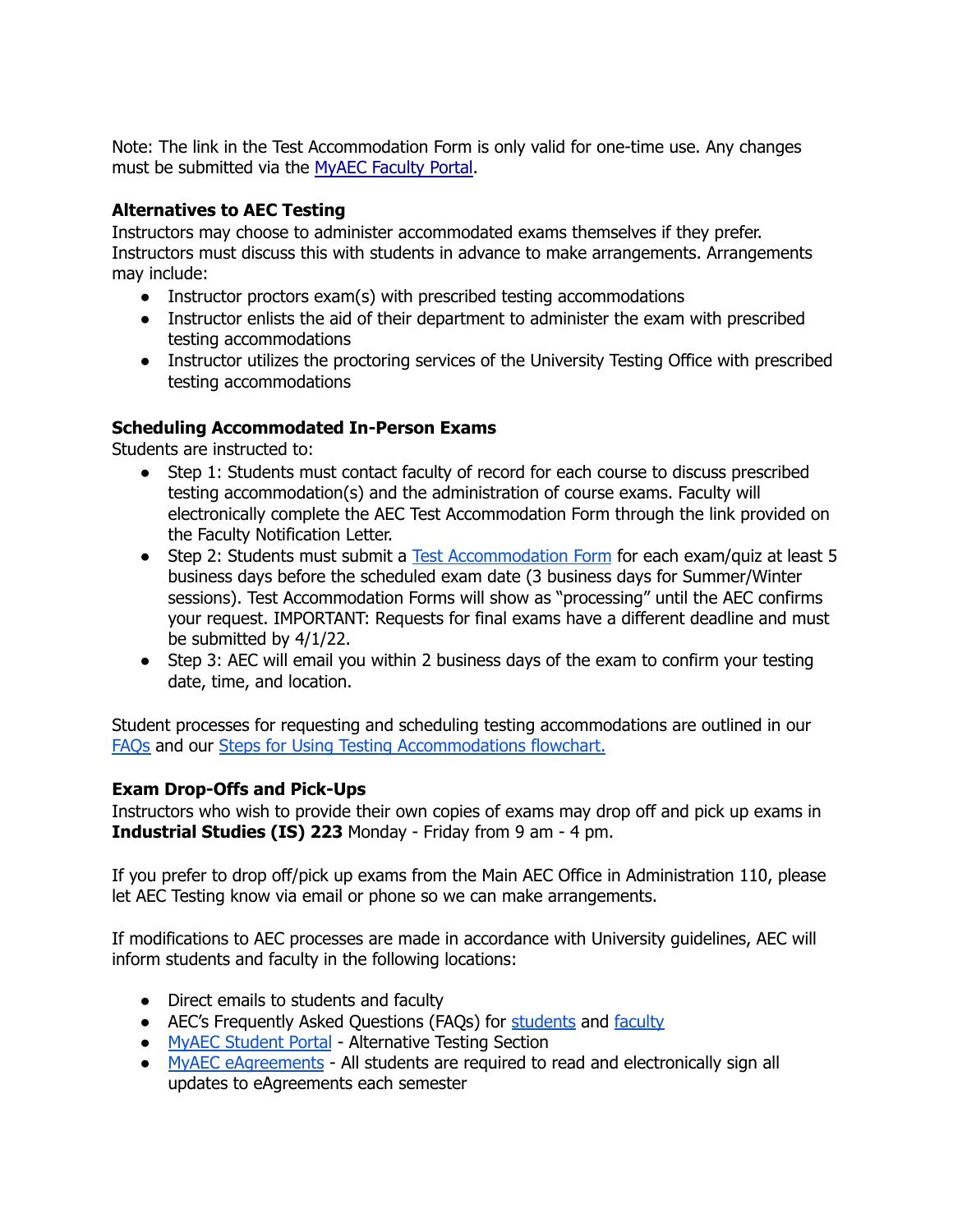Note: The link in the Test Accommodation Form is only valid for one-time use. Any changes must be submitted via the MyAEC Faculty Portal.

### Alternatives to AEC Testing

Instructors may choose to administer accommodated exams themselves if they prefer. Instructors must discuss this with students in advance to make arrangements. Arrangements may include:

- Instructor proctors exam(s) with prescribed testing accommodations
- Instructor enlists the aid of their department to administer the exam with prescribed testing accommodations
- Instructor utilizes the proctoring services of the University Testing Office with prescribed testing accommodations

### Scheduling Accommodated In-Person Exams

Students are instructed to:

- Step 1: Students must contact faculty of record for each course to discuss prescribed testing accommodation(s) and the administration of course exams. Faculty will electronically complete the AEC Test Accommodation Form through the link provided on the Faculty Notification Letter.
- Step 2: Students must submit a Test Accommodation Form for each exam/quiz at least 5 business days before the scheduled exam date (3 business days for Summer/Winter sessions). Test Accommodation Forms will show as "processing" until the AEC confirms your request. IMPORTANT: Requests for final exams have a different deadline and must be submitted by 4/1/22.
- Step 3: AEC will email you within 2 business days of the exam to confirm your testing date, time, and location.

Student processes for requesting and scheduling testing accommodations are outlined in our FAQs and our Steps for Using Testing Accommodations flowchart.

### Exam Drop-Offs and Pick-Ups

Instructors who wish to provide their own copies of exams may drop off and pick up exams in **Industrial Studies (IS) 223** Monday - Friday from 9 am - 4 pm.

If you prefer to drop off/pick up exams from the Main AEC Office in Administration 110, please let AEC Testing know via email or phone so we can make arrangements.

If modifications to AEC processes are made in accordance with University guidelines, AEC will inform students and faculty in the following locations:

- Direct emails to students and faculty
- AEC's Frequently Asked Questions (FAQs) for students and faculty
- MyAEC Student Portal - Alternative Testing Section
- MyAEC eAgreements - All students are required to read and electronically sign all updates to eAgreements each semester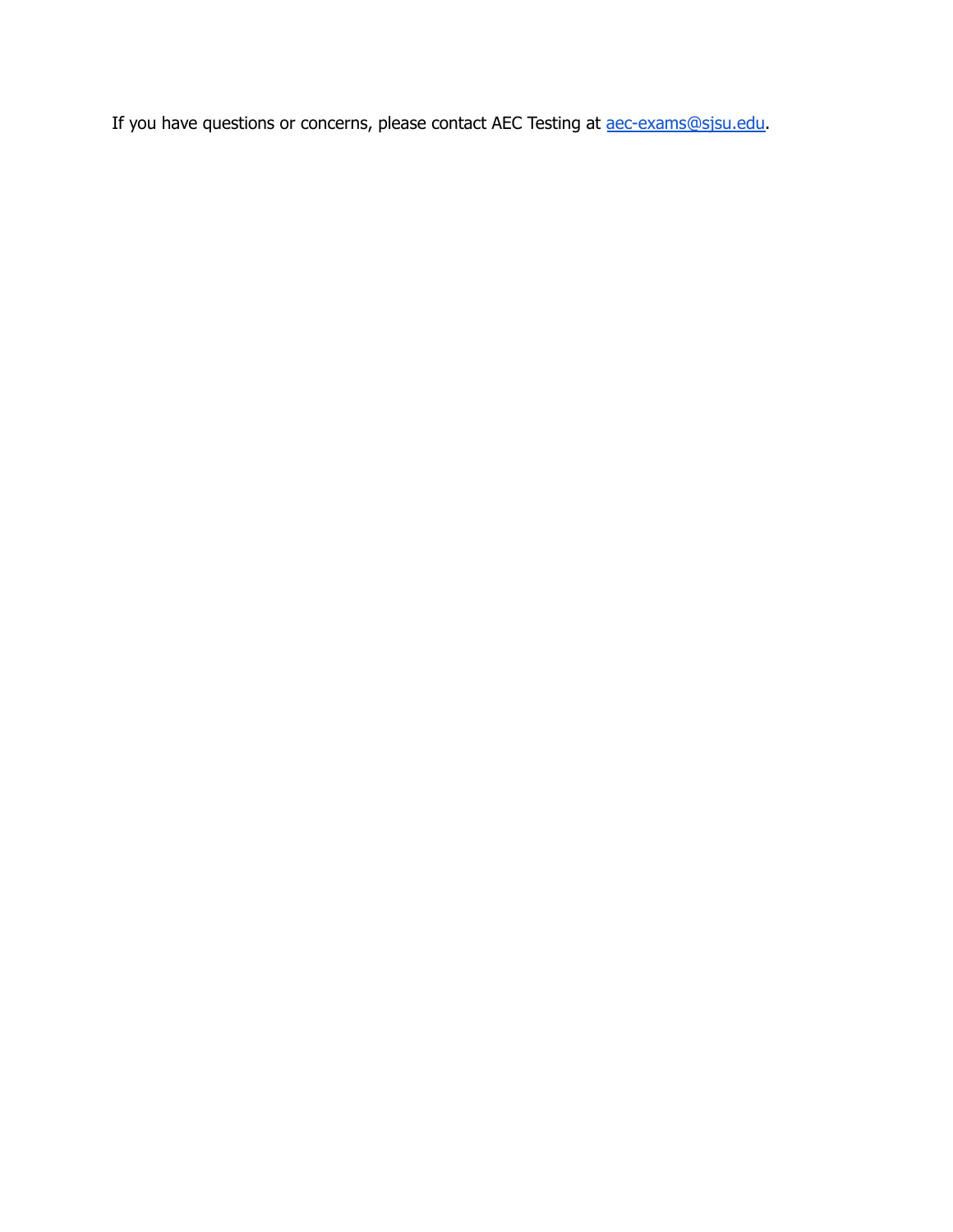If you have questions or concerns, please contact AEC Testing at [aec-exams@sjsu.edu](mailto:aec-exams@sjsu.edu).